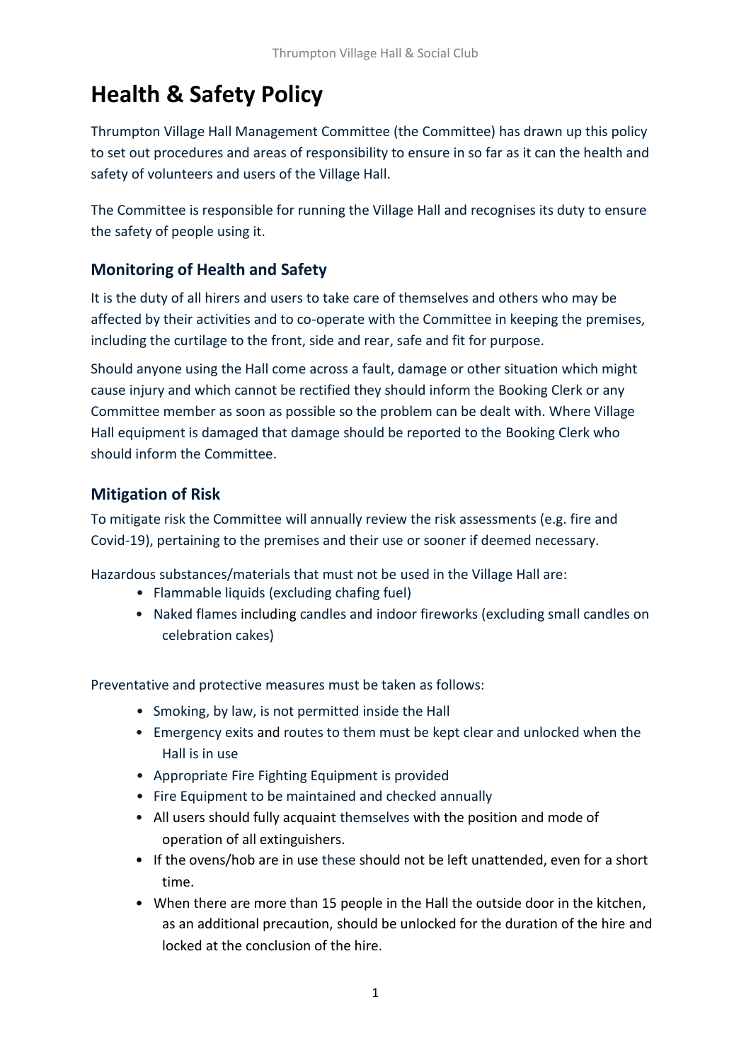# Health & Safety Policy

Thrumpton Village Hall Management Committee (the Committee) has drawn up this policy to set out procedures and areas of responsibility to ensure in so far as it can the health and safety of volunteers and users of the Village Hall.

The Committee is responsible for running the Village Hall and recognises its duty to ensure the safety of people using it.

## Monitoring of Health and Safety

It is the duty of all hirers and users to take care of themselves and others who may be affected by their activities and to co-operate with the Committee in keeping the premises, including the curtilage to the front, side and rear, safe and fit for purpose.

Should anyone using the Hall come across a fault, damage or other situation which might cause injury and which cannot be rectified they should inform the Booking Clerk or any Committee member as soon as possible so the problem can be dealt with. Where Village Hall equipment is damaged that damage should be reported to the Booking Clerk who should inform the Committee.

## Mitigation of Risk

To mitigate risk the Committee will annually review the risk assessments (e.g. fire and Covid-19), pertaining to the premises and their use or sooner if deemed necessary.

Hazardous substances/materials that must not be used in the Village Hall are:

- Flammable liquids (excluding chafing fuel)
- Naked flames including candles and indoor fireworks (excluding small candles on celebration cakes)

Preventative and protective measures must be taken as follows:

- Smoking, by law, is not permitted inside the Hall
- Emergency exits and routes to them must be kept clear and unlocked when the Hall is in use
- Appropriate Fire Fighting Equipment is provided
- Fire Equipment to be maintained and checked annually
- All users should fully acquaint themselves with the position and mode of operation of all extinguishers.
- If the ovens/hob are in use these should not be left unattended, even for a short time.
- When there are more than 15 people in the Hall the outside door in the kitchen, as an additional precaution, should be unlocked for the duration of the hire and locked at the conclusion of the hire.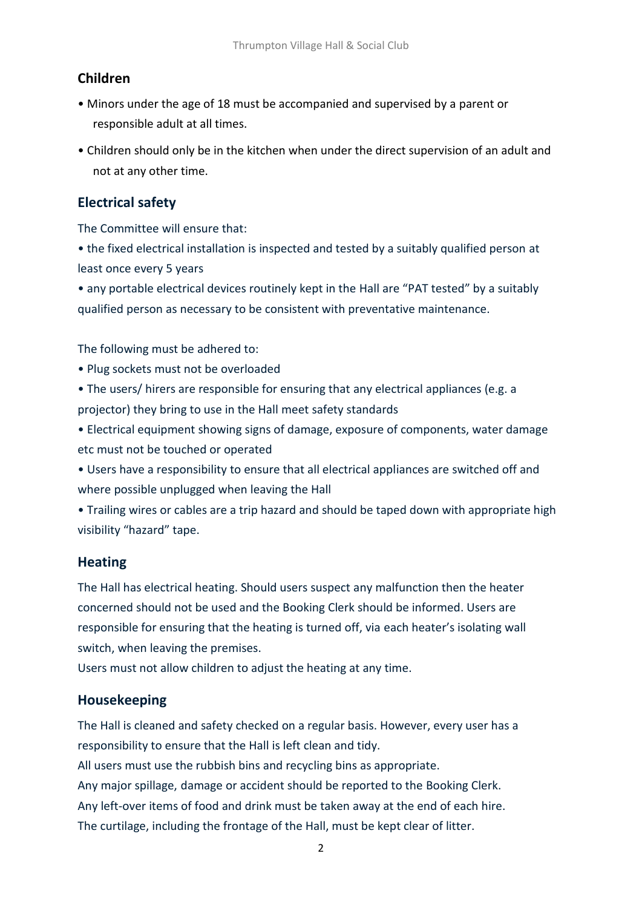## Children

- Minors under the age of 18 must be accompanied and supervised by a parent or responsible adult at all times.
- Children should only be in the kitchen when under the direct supervision of an adult and not at any other time.

## Electrical safety

The Committee will ensure that:

- the fixed electrical installation is inspected and tested by a suitably qualified person at least once every 5 years
- any portable electrical devices routinely kept in the Hall are "PAT tested" by a suitably qualified person as necessary to be consistent with preventative maintenance.

The following must be adhered to:

- Plug sockets must not be overloaded
- The users/ hirers are responsible for ensuring that any electrical appliances (e.g. a projector) they bring to use in the Hall meet safety standards
- Electrical equipment showing signs of damage, exposure of components, water damage etc must not be touched or operated
- Users have a responsibility to ensure that all electrical appliances are switched off and where possible unplugged when leaving the Hall
- Trailing wires or cables are a trip hazard and should be taped down with appropriate high visibility "hazard" tape.

## Heating

The Hall has electrical heating. Should users suspect any malfunction then the heater concerned should not be used and the Booking Clerk should be informed. Users are responsible for ensuring that the heating is turned off, via each heater's isolating wall switch, when leaving the premises.
Users must not allow children to adjust the heating at any time.

## Housekeeping

The Hall is cleaned and safety checked on a regular basis. However, every user has a responsibility to ensure that the Hall is left clean and tidy.
All users must use the rubbish bins and recycling bins as appropriate.
Any major spillage, damage or accident should be reported to the Booking Clerk.
Any left-over items of food and drink must be taken away at the end of each hire.
The curtilage, including the frontage of the Hall, must be kept clear of litter.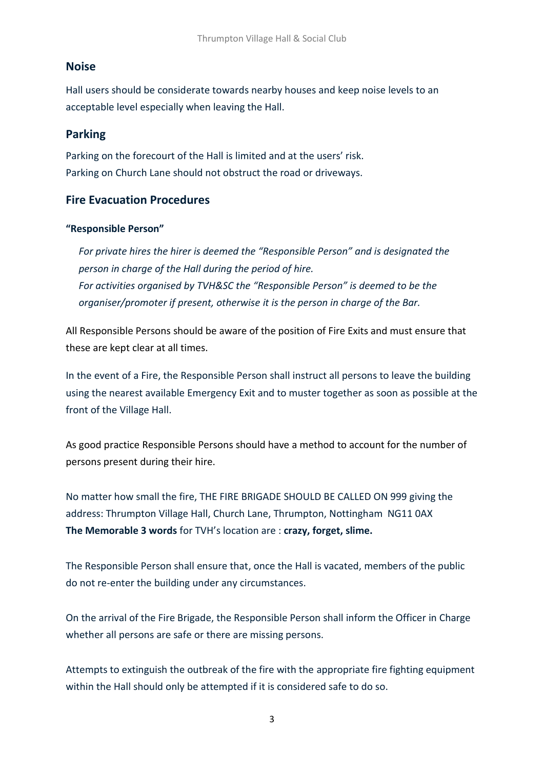## Noise

Hall users should be considerate towards nearby houses and keep noise levels to an acceptable level especially when leaving the Hall.

## Parking

Parking on the forecourt of the Hall is limited and at the users' risk.
Parking on Church Lane should not obstruct the road or driveways.

## Fire Evacuation Procedures

**"Responsible Person"**

> *For private hires the hirer is deemed the "Responsible Person" and is designated the person in charge of the Hall during the period of hire.*
> *For activities organised by TVH&SC the "Responsible Person" is deemed to be the organiser/promoter if present, otherwise it is the person in charge of the Bar.*

All Responsible Persons should be aware of the position of Fire Exits and must ensure that these are kept clear at all times.

In the event of a Fire, the Responsible Person shall instruct all persons to leave the building using the nearest available Emergency Exit and to muster together as soon as possible at the front of the Village Hall.

As good practice Responsible Persons should have a method to account for the number of persons present during their hire.

No matter how small the fire, THE FIRE BRIGADE SHOULD BE CALLED ON 999 giving the address: Thrumpton Village Hall, Church Lane, Thrumpton, Nottingham NG11 0AX
**The Memorable 3 words** for TVH's location are : **crazy, forget, slime.**

The Responsible Person shall ensure that, once the Hall is vacated, members of the public do not re-enter the building under any circumstances.

On the arrival of the Fire Brigade, the Responsible Person shall inform the Officer in Charge whether all persons are safe or there are missing persons.

Attempts to extinguish the outbreak of the fire with the appropriate fire fighting equipment within the Hall should only be attempted if it is considered safe to do so.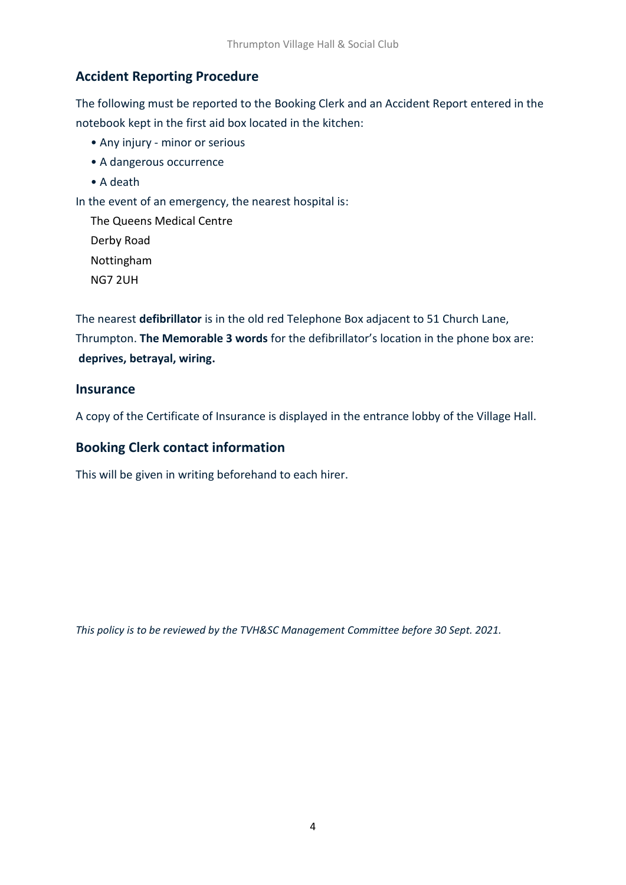## Accident Reporting Procedure

The following must be reported to the Booking Clerk and an Accident Report entered in the notebook kept in the first aid box located in the kitchen:

- Any injury - minor or serious
- A dangerous occurrence
- A death

In the event of an emergency, the nearest hospital is:

The Queens Medical Centre
Derby Road
Nottingham
NG7 2UH

The nearest **defibrillator** is in the old red Telephone Box adjacent to 51 Church Lane, Thrumpton. **The Memorable 3 words** for the defibrillator's location in the phone box are: **deprives, betrayal, wiring.**

## Insurance

A copy of the Certificate of Insurance is displayed in the entrance lobby of the Village Hall.

## Booking Clerk contact information

This will be given in writing beforehand to each hirer.

*This policy is to be reviewed by the TVH&SC Management Committee before 30 Sept. 2021.*